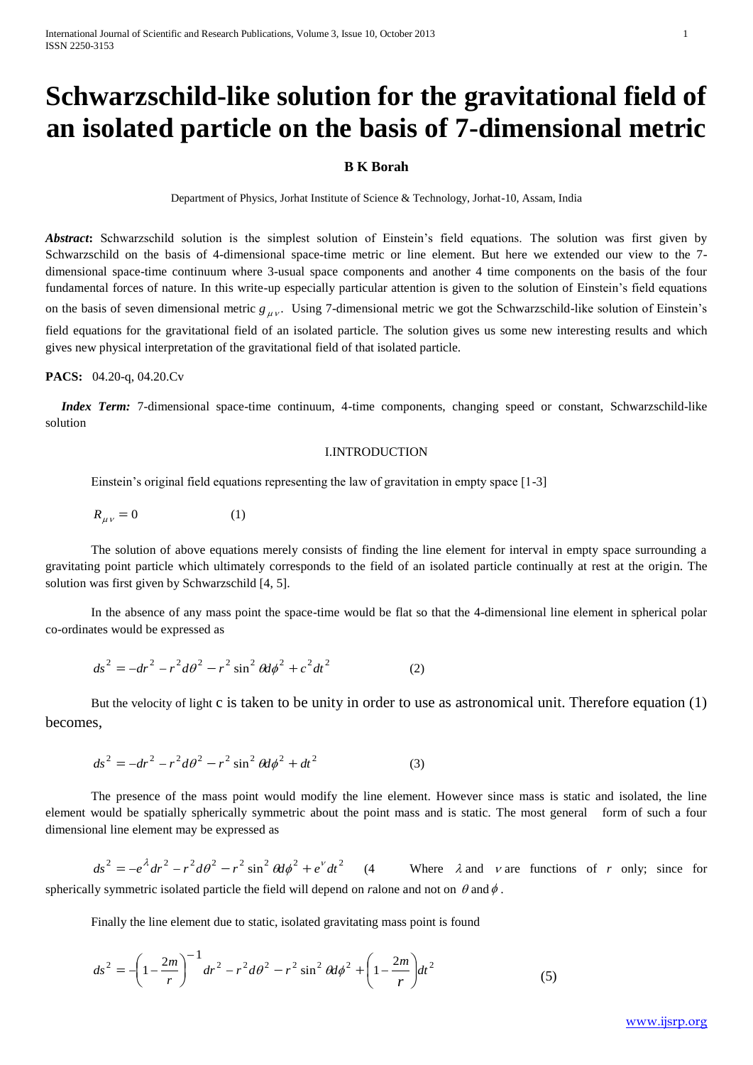# Schwarzschild-like solution for the gravitational field of an isolated particle on the basis of 7-dimensional metric

**B K Borah**

Department of Physics, Jorhat Institute of Science & Technology, Jorhat-10, Assam, India

***Abstract*:** Schwarzschild solution is the simplest solution of Einstein's field equations. The solution was first given by Schwarzschild on the basis of 4-dimensional space-time metric or line element. But here we extended our view to the 7-dimensional space-time continuum where 3-usual space components and another 4 time components on the basis of the four fundamental forces of nature. In this write-up especially particular attention is given to the solution of Einstein's field equations on the basis of seven dimensional metric $g_{\mu\nu}$. Using 7-dimensional metric we got the Schwarzschild-like solution of Einstein's field equations for the gravitational field of an isolated particle. The solution gives us some new interesting results and which gives new physical interpretation of the gravitational field of that isolated particle.

**PACS:** 04.20-q, 04.20.Cv

***Index Term:*** 7-dimensional space-time continuum, 4-time components, changing speed or constant, Schwarzschild-like solution

## I.INTRODUCTION

Einstein's original field equations representing the law of gravitation in empty space [1-3]

$$R_{\mu\nu} = 0 \qquad (1)$$

The solution of above equations merely consists of finding the line element for interval in empty space surrounding a gravitating point particle which ultimately corresponds to the field of an isolated particle continually at rest at the origin. The solution was first given by Schwarzschild [4, 5].

In the absence of any mass point the space-time would be flat so that the 4-dimensional line element in spherical polar co-ordinates would be expressed as

$$ds^2 = -dr^2 - r^2 d\theta^2 - r^2 \sin^2 \theta d\phi^2 + c^2 dt^2 \qquad (2)$$

But the velocity of light c is taken to be unity in order to use as astronomical unit. Therefore equation (1) becomes,

$$ds^2 = -dr^2 - r^2 d\theta^2 - r^2 \sin^2 \theta d\phi^2 + dt^2 \qquad (3)$$

The presence of the mass point would modify the line element. However since mass is static and isolated, the line element would be spatially spherically symmetric about the point mass and is static. The most general form of such a four dimensional line element may be expressed as

$$ds^2 = -e^{\lambda} dr^2 - r^2 d\theta^2 - r^2 \sin^2 \theta d\phi^2 + e^{\nu} dt^2 \qquad (4$$

Where $\lambda$ and $\nu$ are functions of $r$ only; since for spherically symmetric isolated particle the field will depend on $r$alone and not on $\theta$ and $\phi$.

Finally the line element due to static, isolated gravitating mass point is found

$$ds^2 = -\left(1 - \frac{2m}{r}\right)^{-1} dr^2 - r^2 d\theta^2 - r^2 \sin^2 \theta d\phi^2 + \left(1 - \frac{2m}{r}\right) dt^2 \qquad (5)$$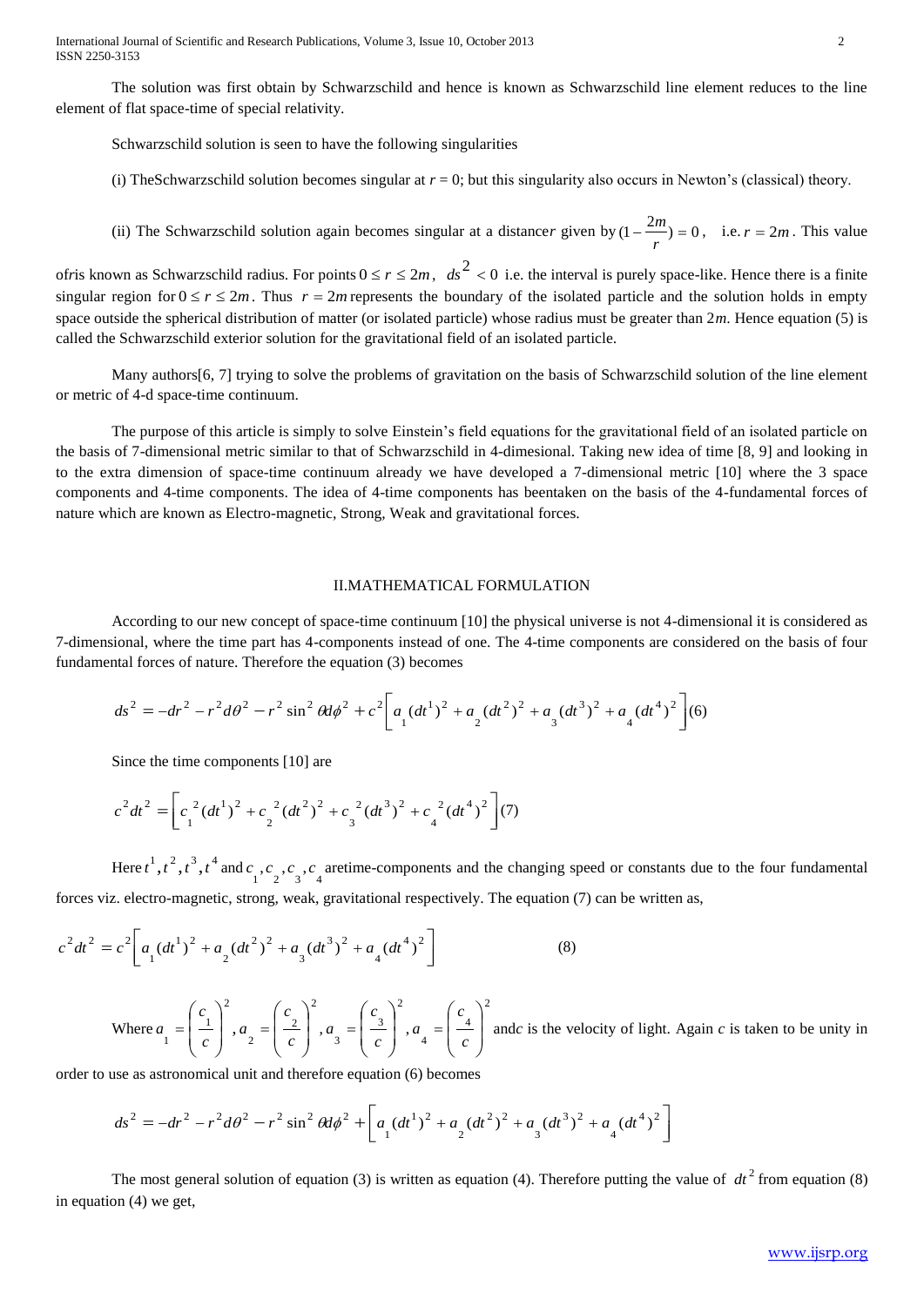The solution was first obtain by Schwarzschild and hence is known as Schwarzschild line element reduces to the line element of flat space-time of special relativity.

Schwarzschild solution is seen to have the following singularities

(i) TheSchwarzschild solution becomes singular at $r = 0$; but this singularity also occurs in Newton's (classical) theory.

(ii) The Schwarzschild solution again becomes singular at a distance$r$ given by $(1-\frac{2m}{r})=0$, i.e. $r = 2m$. This value of$r$is known as Schwarzschild radius. For points $0 \le r \le 2m$, $ds^2 < 0$ i.e. the interval is purely space-like. Hence there is a finite singular region for $0 \le r \le 2m$. Thus $r = 2m$ represents the boundary of the isolated particle and the solution holds in empty space outside the spherical distribution of matter (or isolated particle) whose radius must be greater than $2m$. Hence equation (5) is called the Schwarzschild exterior solution for the gravitational field of an isolated particle.

Many authors[6, 7] trying to solve the problems of gravitation on the basis of Schwarzschild solution of the line element or metric of 4-d space-time continuum.

The purpose of this article is simply to solve Einstein's field equations for the gravitational field of an isolated particle on the basis of 7-dimensional metric similar to that of Schwarzschild in 4-dimesional. Taking new idea of time [8, 9] and looking in to the extra dimension of space-time continuum already we have developed a 7-dimensional metric [10] where the 3 space components and 4-time components. The idea of 4-time components has beentaken on the basis of the 4-fundamental forces of nature which are known as Electro-magnetic, Strong, Weak and gravitational forces.

## II.MATHEMATICAL FORMULATION

According to our new concept of space-time continuum [10] the physical universe is not 4-dimensional it is considered as 7-dimensional, where the time part has 4-components instead of one. The 4-time components are considered on the basis of four fundamental forces of nature. Therefore the equation (3) becomes

$$ds^2 = -dr^2 - r^2 d\theta^2 - r^2 \sin^2\theta d\phi^2 + c^2\left[a_1(dt^1)^2 + a_2(dt^2)^2 + a_3(dt^3)^2 + a_4(dt^4)^2\right] \quad (6)$$

Since the time components [10] are

$$c^2 dt^2 = \left[c_1^{\,2}(dt^1)^2 + c_2^{\,2}(dt^2)^2 + c_3^{\,2}(dt^3)^2 + c_4^{\,2}(dt^4)^2\right] \quad (7)$$

Here $t^1, t^2, t^3, t^4$ and $c_1, c_2, c_3, c_4$ aretime-components and the changing speed or constants due to the four fundamental forces viz. electro-magnetic, strong, weak, gravitational respectively. The equation (7) can be written as,

$$c^2 dt^2 = c^2\left[a_1(dt^1)^2 + a_2(dt^2)^2 + a_3(dt^3)^2 + a_4(dt^4)^2\right] \quad (8)$$

Where $a_1 = \left(\frac{c_1}{c}\right)^2, a_2 = \left(\frac{c_2}{c}\right)^2, a_3 = \left(\frac{c_3}{c}\right)^2, a_4 = \left(\frac{c_4}{c}\right)^2$ and$c$ is the velocity of light. Again $c$ is taken to be unity in order to use as astronomical unit and therefore equation (6) becomes

$$ds^2 = -dr^2 - r^2 d\theta^2 - r^2 \sin^2\theta d\phi^2 + \left[a_1(dt^1)^2 + a_2(dt^2)^2 + a_3(dt^3)^2 + a_4(dt^4)^2\right]$$

The most general solution of equation (3) is written as equation (4). Therefore putting the value of $dt^2$ from equation (8) in equation (4) we get,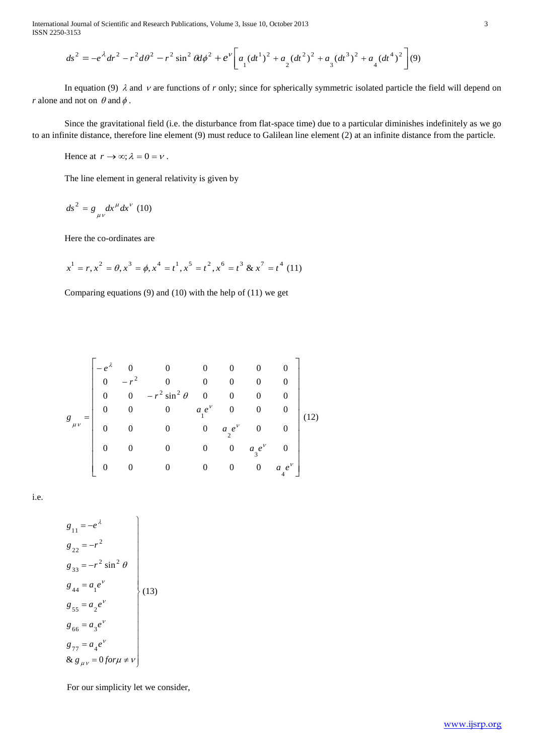$$ds^2 = -e^{\lambda} dr^2 - r^2 d\theta^2 - r^2 \sin^2 \theta d\phi^2 + e^{\nu} \left[ a_1 (dt^1)^2 + a_2 (dt^2)^2 + a_3 (dt^3)^2 + a_4 (dt^4)^2 \right] (9)$$

In equation (9) $\lambda$ and $\nu$ are functions of $r$ only; since for spherically symmetric isolated particle the field will depend on $r$ alone and not on $\theta$ and $\phi$.

Since the gravitational field (i.e. the disturbance from flat-space time) due to a particular diminishes indefinitely as we go to an infinite distance, therefore line element (9) must reduce to Galilean line element (2) at an infinite distance from the particle.

Hence at $r \to \infty; \lambda = 0 = \nu$.

The line element in general relativity is given by

$$ds^2 = g_{\mu\nu} dx^{\mu} dx^{\nu} \ (10)$$

Here the co-ordinates are

$$x^1 = r, x^2 = \theta, x^3 = \phi, x^4 = t^1, x^5 = t^2, x^6 = t^3 \ \& \ x^7 = t^4 \ (11)$$

Comparing equations (9) and (10) with the help of (11) we get

$$g_{\mu\nu} = \begin{bmatrix} -e^{\lambda} & 0 & 0 & 0 & 0 & 0 & 0 \\ 0 & -r^2 & 0 & 0 & 0 & 0 & 0 \\ 0 & 0 & -r^2 \sin^2 \theta & 0 & 0 & 0 & 0 \\ 0 & 0 & 0 & a_1 e^{\nu} & 0 & 0 & 0 \\ 0 & 0 & 0 & 0 & a_2 e^{\nu} & 0 & 0 \\ 0 & 0 & 0 & 0 & 0 & a_3 e^{\nu} & 0 \\ 0 & 0 & 0 & 0 & 0 & 0 & a_4 e^{\nu} \end{bmatrix} (12)$$

i.e.

$$\left.\begin{aligned} g_{11} &= -e^{\lambda} \\ g_{22} &= -r^2 \\ g_{33} &= -r^2 \sin^2 \theta \\ g_{44} &= a_1 e^{\nu} \\ g_{55} &= a_2 e^{\nu} \\ g_{66} &= a_3 e^{\nu} \\ g_{77} &= a_4 e^{\nu} \\ \& \ g_{\mu\nu} &= 0 \ for \mu \neq \nu \end{aligned}\right\} (13)$$

For our simplicity let we consider,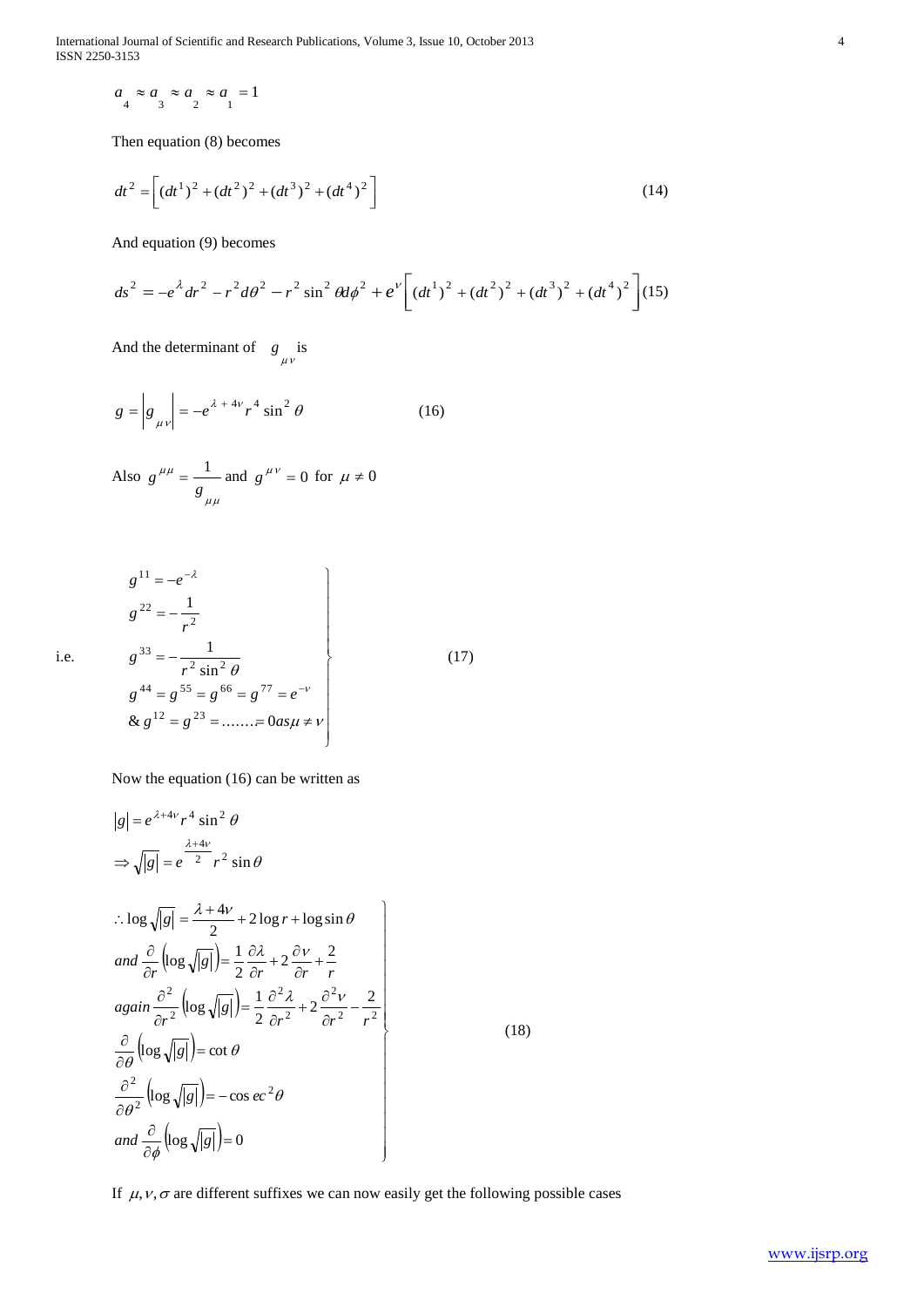$$a_4 \approx a_3 \approx a_2 \approx a_1 = 1$$

Then equation (8) becomes

$$dt^2 = \left[ (dt^1)^2 + (dt^2)^2 + (dt^3)^2 + (dt^4)^2 \right] \tag{14}$$

And equation (9) becomes

$$ds^2 = -e^{\lambda} dr^2 - r^2 d\theta^2 - r^2 \sin^2 \theta d\phi^2 + e^{\nu} \left[ (dt^1)^2 + (dt^2)^2 + (dt^3)^2 + (dt^4)^2 \right] \tag{15}$$

And the determinant of $g_{\mu\nu}$ is

$$g = \left| g_{\mu\nu} \right| = -e^{\lambda + 4\nu} r^4 \sin^2 \theta \tag{16}$$

Also $g^{\mu\mu} = \dfrac{1}{g_{\mu\mu}}$ and $g^{\mu\nu} = 0$ for $\mu \neq 0$

i.e.

$$\left.\begin{aligned}
& g^{11} = -e^{-\lambda} \\
& g^{22} = -\frac{1}{r^2} \\
& g^{33} = -\frac{1}{r^2 \sin^2 \theta} \\
& g^{44} = g^{55} = g^{66} = g^{77} = e^{-\nu} \\
& \& \, g^{12} = g^{23} = \ldots\ldots = 0 \, as \, \mu \neq \nu
\end{aligned}\right\} \tag{17}$$

Now the equation (16) can be written as

$$|g| = e^{\lambda + 4\nu} r^4 \sin^2 \theta$$

$$\Rightarrow \sqrt{|g|} = e^{\frac{\lambda + 4\nu}{2}} r^2 \sin \theta$$

$$\left.\begin{aligned}
& \therefore \log \sqrt{|g|} = \frac{\lambda + 4\nu}{2} + 2 \log r + \log \sin \theta \\
& and \, \frac{\partial}{\partial r} \left( \log \sqrt{|g|} \right) = \frac{1}{2} \frac{\partial \lambda}{\partial r} + 2 \frac{\partial \nu}{\partial r} + \frac{2}{r} \\
& again \, \frac{\partial^2}{\partial r^2} \left( \log \sqrt{|g|} \right) = \frac{1}{2} \frac{\partial^2 \lambda}{\partial r^2} + 2 \frac{\partial^2 \nu}{\partial r^2} - \frac{2}{r^2} \\
& \frac{\partial}{\partial \theta} \left( \log \sqrt{|g|} \right) = \cot \theta \\
& \frac{\partial^2}{\partial \theta^2} \left( \log \sqrt{|g|} \right) = -\operatorname{cosec}^2 \theta \\
& and \, \frac{\partial}{\partial \phi} \left( \log \sqrt{|g|} \right) = 0
\end{aligned}\right\} \tag{18}$$

If $\mu, \nu, \sigma$ are different suffixes we can now easily get the following possible cases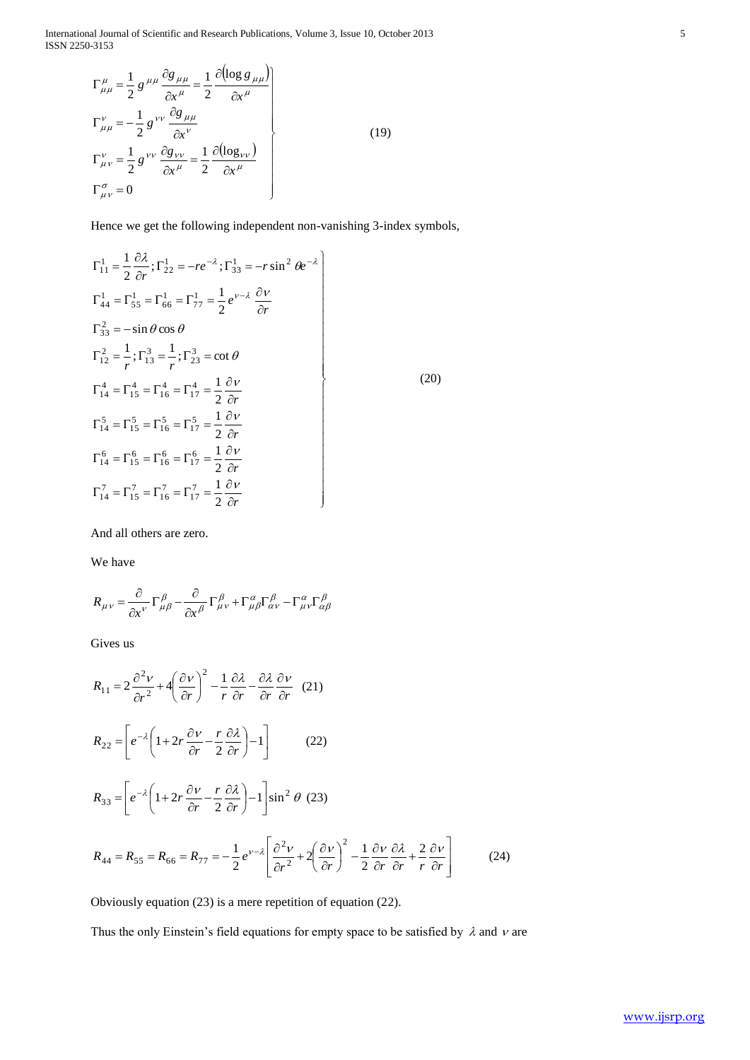$$
\left.\begin{aligned}
\Gamma^{\mu}_{\mu\mu} &= \frac{1}{2} g^{\mu\mu} \frac{\partial g_{\mu\mu}}{\partial x^{\mu}} = \frac{1}{2} \frac{\partial(\log g_{\mu\mu})}{\partial x^{\mu}} \\
\Gamma^{\nu}_{\mu\mu} &= -\frac{1}{2} g^{\nu\nu} \frac{\partial g_{\mu\mu}}{\partial x^{\nu}} \\
\Gamma^{\nu}_{\mu\nu} &= \frac{1}{2} g^{\nu\nu} \frac{\partial g_{\nu\nu}}{\partial x^{\mu}} = \frac{1}{2} \frac{\partial(\log_{\nu\nu})}{\partial x^{\mu}} \\
\Gamma^{\sigma}_{\mu\nu} &= 0
\end{aligned}\right\} \tag{19}
$$

Hence we get the following independent non-vanishing 3-index symbols,

$$
\left.\begin{aligned}
&\Gamma^{1}_{11} = \frac{1}{2}\frac{\partial \lambda}{\partial r}; \Gamma^{1}_{22} = -re^{-\lambda}; \Gamma^{1}_{33} = -r\sin^2\theta e^{-\lambda} \\
&\Gamma^{1}_{44} = \Gamma^{1}_{55} = \Gamma^{1}_{66} = \Gamma^{1}_{77} = \frac{1}{2} e^{\nu-\lambda} \frac{\partial \nu}{\partial r} \\
&\Gamma^{2}_{33} = -\sin\theta\cos\theta \\
&\Gamma^{2}_{12} = \frac{1}{r}; \Gamma^{3}_{13} = \frac{1}{r}; \Gamma^{3}_{23} = \cot\theta \\
&\Gamma^{4}_{14} = \Gamma^{4}_{15} = \Gamma^{4}_{16} = \Gamma^{4}_{17} = \frac{1}{2}\frac{\partial \nu}{\partial r} \\
&\Gamma^{5}_{14} = \Gamma^{5}_{15} = \Gamma^{5}_{16} = \Gamma^{5}_{17} = \frac{1}{2}\frac{\partial \nu}{\partial r} \\
&\Gamma^{6}_{14} = \Gamma^{6}_{15} = \Gamma^{6}_{16} = \Gamma^{6}_{17} = \frac{1}{2}\frac{\partial \nu}{\partial r} \\
&\Gamma^{7}_{14} = \Gamma^{7}_{15} = \Gamma^{7}_{16} = \Gamma^{7}_{17} = \frac{1}{2}\frac{\partial \nu}{\partial r}
\end{aligned}\right\} \tag{20}
$$

And all others are zero.

We have

$$
R_{\mu\nu} = \frac{\partial}{\partial x^{\nu}} \Gamma^{\beta}_{\mu\beta} - \frac{\partial}{\partial x^{\beta}} \Gamma^{\beta}_{\mu\nu} + \Gamma^{\alpha}_{\mu\beta}\Gamma^{\beta}_{\alpha\nu} - \Gamma^{\alpha}_{\mu\nu}\Gamma^{\beta}_{\alpha\beta}
$$

Gives us

$$
R_{11} = 2\frac{\partial^2 \nu}{\partial r^2} + 4\left(\frac{\partial \nu}{\partial r}\right)^2 - \frac{1}{r}\frac{\partial \lambda}{\partial r} - \frac{\partial \lambda}{\partial r}\frac{\partial \nu}{\partial r} \tag{21}
$$

$$
R_{22} = \left[e^{-\lambda}\left(1 + 2r\frac{\partial \nu}{\partial r} - \frac{r}{2}\frac{\partial \lambda}{\partial r}\right) - 1\right] \tag{22}
$$

$$
R_{33} = \left[e^{-\lambda}\left(1 + 2r\frac{\partial \nu}{\partial r} - \frac{r}{2}\frac{\partial \lambda}{\partial r}\right) - 1\right]\sin^2\theta \tag{23}
$$

$$
R_{44} = R_{55} = R_{66} = R_{77} = -\frac{1}{2} e^{\nu-\lambda}\left[\frac{\partial^2 \nu}{\partial r^2} + 2\left(\frac{\partial \nu}{\partial r}\right)^2 - \frac{1}{2}\frac{\partial \nu}{\partial r}\frac{\partial \lambda}{\partial r} + \frac{2}{r}\frac{\partial \nu}{\partial r}\right] \tag{24}
$$

Obviously equation (23) is a mere repetition of equation (22).

Thus the only Einstein's field equations for empty space to be satisfied by $\lambda$ and $\nu$ are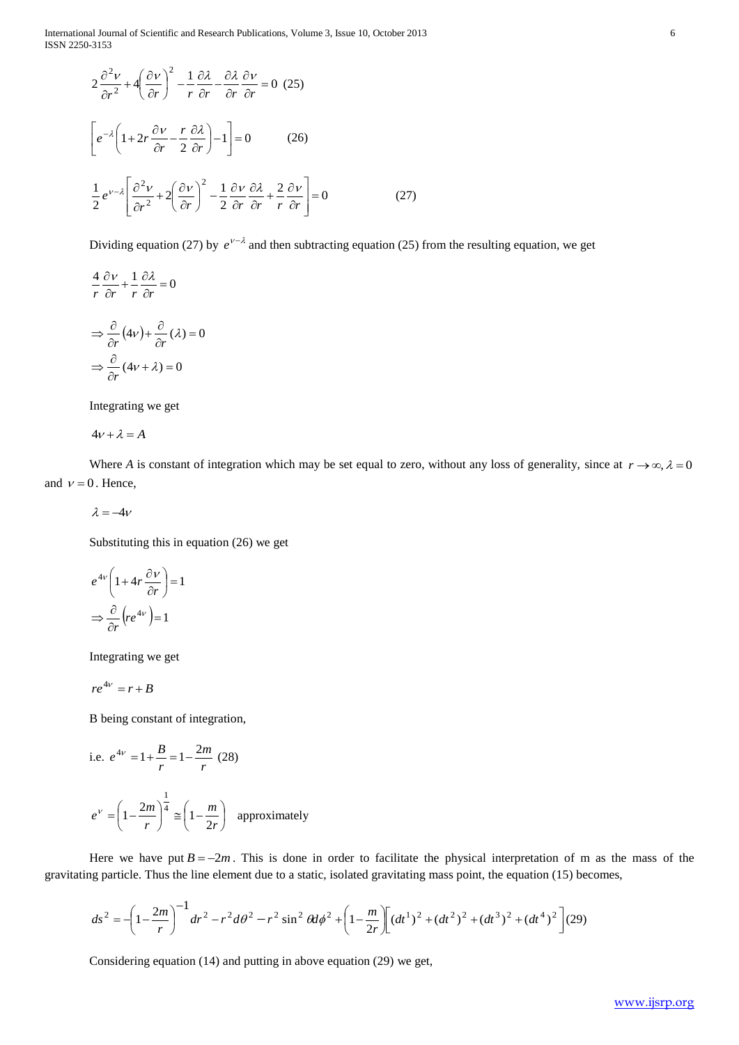$$2\frac{\partial^2 \nu}{\partial r^2}+4\left(\frac{\partial \nu}{\partial r}\right)^2-\frac{1}{r}\frac{\partial \lambda}{\partial r}-\frac{\partial \lambda}{\partial r}\frac{\partial \nu}{\partial r}=0 \quad (25)$$

$$\left[e^{-\lambda}\left(1+2r\frac{\partial \nu}{\partial r}-\frac{r}{2}\frac{\partial \lambda}{\partial r}\right)-1\right]=0 \qquad (26)$$

$$\frac{1}{2}e^{\nu-\lambda}\left[\frac{\partial^2 \nu}{\partial r^2}+2\left(\frac{\partial \nu}{\partial r}\right)^2-\frac{1}{2}\frac{\partial \nu}{\partial r}\frac{\partial \lambda}{\partial r}+\frac{2}{r}\frac{\partial \nu}{\partial r}\right]=0 \qquad (27)$$

Dividing equation (27) by $e^{\nu-\lambda}$ and then subtracting equation (25) from the resulting equation, we get

$$\frac{4}{r}\frac{\partial \nu}{\partial r}+\frac{1}{r}\frac{\partial \lambda}{\partial r}=0$$

$$\Rightarrow \frac{\partial}{\partial r}(4\nu)+\frac{\partial}{\partial r}(\lambda)=0$$

$$\Rightarrow \frac{\partial}{\partial r}(4\nu+\lambda)=0$$

Integrating we get

$$4\nu+\lambda=A$$

Where *A* is constant of integration which may be set equal to zero, without any loss of generality, since at $r\to\infty, \lambda=0$ and $\nu=0$. Hence,

$$\lambda=-4\nu$$

Substituting this in equation (26) we get

$$e^{4\nu}\left(1+4r\frac{\partial \nu}{\partial r}\right)=1$$

$$\Rightarrow \frac{\partial}{\partial r}\left(re^{4\nu}\right)=1$$

Integrating we get

$$re^{4\nu}=r+B$$

B being constant of integration,

i.e. $e^{4\nu}=1+\frac{B}{r}=1-\frac{2m}{r}$ (28)

$$e^{\nu}=\left(1-\frac{2m}{r}\right)^{\frac{1}{4}}\cong\left(1-\frac{m}{2r}\right) \quad \text{approximately}$$

Here we have put $B=-2m$. This is done in order to facilitate the physical interpretation of m as the mass of the gravitating particle. Thus the line element due to a static, isolated gravitating mass point, the equation (15) becomes,

$$ds^2=-\left(1-\frac{2m}{r}\right)^{-1}dr^2-r^2d\theta^2-r^2\sin^2\theta d\phi^2+\left(1-\frac{m}{2r}\right)\left[(dt^1)^2+(dt^2)^2+(dt^3)^2+(dt^4)^2\right] (29)$$

Considering equation (14) and putting in above equation (29) we get,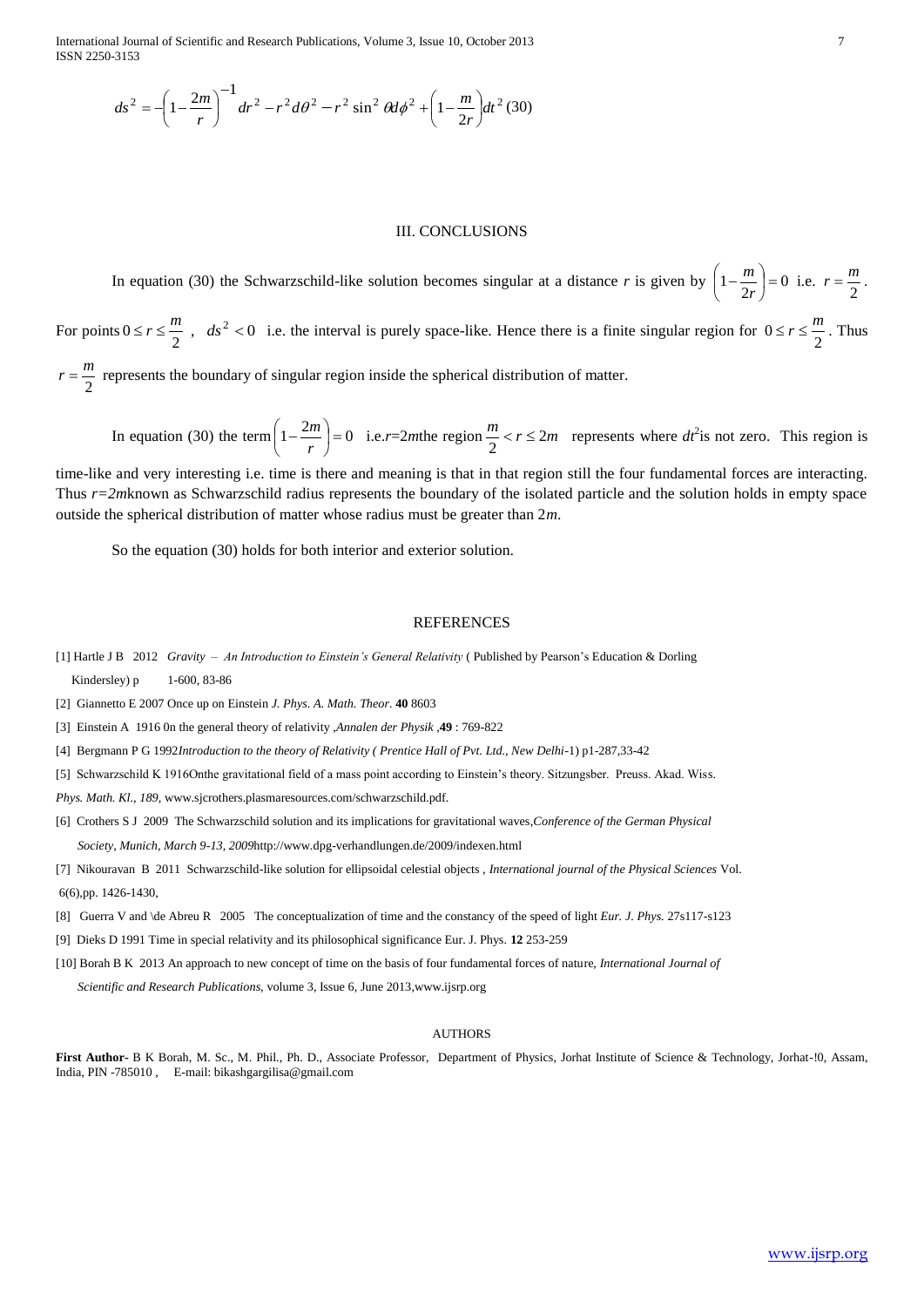$$ds^2 = -\left(1-\frac{2m}{r}\right)^{-1} dr^2 - r^2 d\theta^2 - r^2 \sin^2 \theta d\phi^2 + \left(1-\frac{m}{2r}\right)dt^2 \quad (30)$$

## III. CONCLUSIONS

In equation (30) the Schwarzschild-like solution becomes singular at a distance $r$ is given by $\left(1-\frac{m}{2r}\right)=0$ i.e. $r=\frac{m}{2}$. For points $0 \le r \le \frac{m}{2}$ , $ds^2 < 0$ i.e. the interval is purely space-like. Hence there is a finite singular region for $0 \le r \le \frac{m}{2}$. Thus $r=\frac{m}{2}$ represents the boundary of singular region inside the spherical distribution of matter.

In equation (30) the term $\left(1-\frac{2m}{r}\right)=0$ i.e.$r$=2$m$the region $\frac{m}{2} < r \le 2m$ represents where $dt^2$is not zero. This region is time-like and very interesting i.e. time is there and meaning is that in that region still the four fundamental forces are interacting. Thus $r=2m$known as Schwarzschild radius represents the boundary of the isolated particle and the solution holds in empty space outside the spherical distribution of matter whose radius must be greater than 2$m$.

So the equation (30) holds for both interior and exterior solution.

## REFERENCES

[1] Hartle J B 2012 *Gravity – An Introduction to Einstein's General Relativity* ( Published by Pearson's Education & Dorling Kindersley) p 1-600, 83-86

[2] Giannetto E 2007 Once up on Einstein *J. Phys. A. Math. Theor*. **40** 8603

[3] Einstein A 1916 0n the general theory of relativity ,*Annalen der Physik* ,**49** : 769-822

[4] Bergmann P G 1992*Introduction to the theory of Relativity ( Prentice Hall of Pvt. Ltd., New Delhi*-1) p1-287,33-42

[5] Schwarzschild K 1916Onthe gravitational field of a mass point according to Einstein's theory. Sitzungsber. Preuss. Akad. Wiss. *Phys. Math. Kl., 189*, www.sjcrothers.plasmaresources.com/schwarzschild.pdf.

[6] Crothers S J 2009 The Schwarzschild solution and its implications for gravitational waves,*Conference of the German Physical Society, Munich, March 9-13, 2009*http://www.dpg-verhandlungen.de/2009/indexen.html

[7] Nikouravan B 2011 Schwarzschild-like solution for ellipsoidal celestial objects , *International journal of the Physical Sciences* Vol. 6(6),pp. 1426-1430,

[8] Guerra V and \de Abreu R 2005 The conceptualization of time and the constancy of the speed of light *Eur. J. Phys.* 27s117-s123

[9] Dieks D 1991 Time in special relativity and its philosophical significance Eur. J. Phys. **12** 253-259

[10] Borah B K 2013 An approach to new concept of time on the basis of four fundamental forces of nature, *International Journal of Scientific and Research Publications*, volume 3, Issue 6, June 2013,www.ijsrp.org

## AUTHORS

**First Author-** B K Borah, M. Sc., M. Phil., Ph. D., Associate Professor, Department of Physics, Jorhat Institute of Science & Technology, Jorhat-!0, Assam, India, PIN -785010 , E-mail: bikashgargilisa@gmail.com